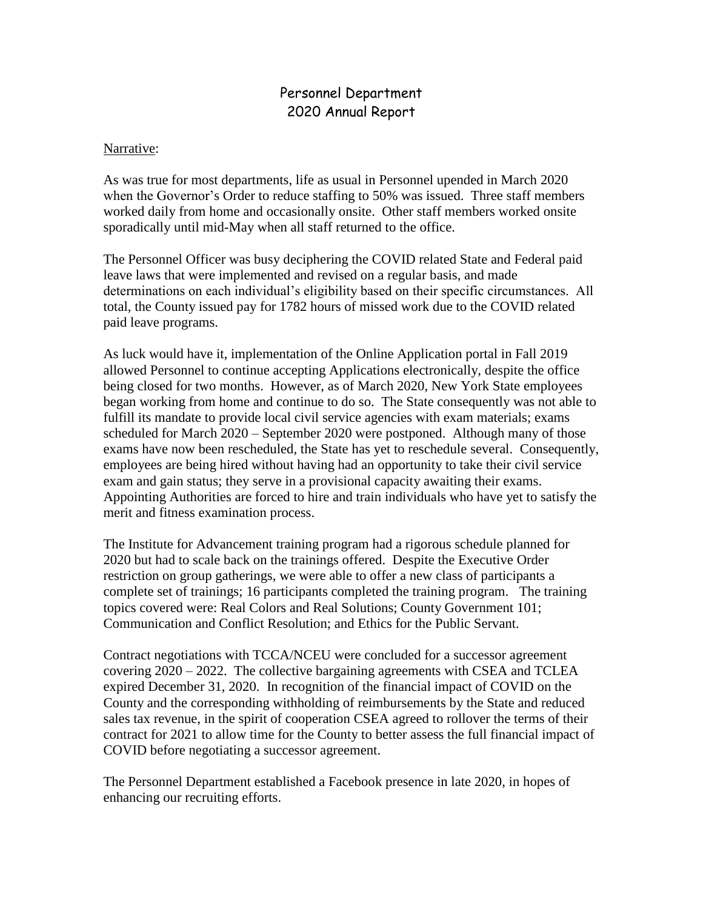# Personnel Department
# 2020 Annual Report

Narrative:

As was true for most departments, life as usual in Personnel upended in March 2020 when the Governor's Order to reduce staffing to 50% was issued. Three staff members worked daily from home and occasionally onsite. Other staff members worked onsite sporadically until mid-May when all staff returned to the office.

The Personnel Officer was busy deciphering the COVID related State and Federal paid leave laws that were implemented and revised on a regular basis, and made determinations on each individual's eligibility based on their specific circumstances. All total, the County issued pay for 1782 hours of missed work due to the COVID related paid leave programs.

As luck would have it, implementation of the Online Application portal in Fall 2019 allowed Personnel to continue accepting Applications electronically, despite the office being closed for two months. However, as of March 2020, New York State employees began working from home and continue to do so. The State consequently was not able to fulfill its mandate to provide local civil service agencies with exam materials; exams scheduled for March 2020 – September 2020 were postponed. Although many of those exams have now been rescheduled, the State has yet to reschedule several. Consequently, employees are being hired without having had an opportunity to take their civil service exam and gain status; they serve in a provisional capacity awaiting their exams. Appointing Authorities are forced to hire and train individuals who have yet to satisfy the merit and fitness examination process.

The Institute for Advancement training program had a rigorous schedule planned for 2020 but had to scale back on the trainings offered. Despite the Executive Order restriction on group gatherings, we were able to offer a new class of participants a complete set of trainings; 16 participants completed the training program. The training topics covered were: Real Colors and Real Solutions; County Government 101; Communication and Conflict Resolution; and Ethics for the Public Servant.

Contract negotiations with TCCA/NCEU were concluded for a successor agreement covering 2020 – 2022. The collective bargaining agreements with CSEA and TCLEA expired December 31, 2020. In recognition of the financial impact of COVID on the County and the corresponding withholding of reimbursements by the State and reduced sales tax revenue, in the spirit of cooperation CSEA agreed to rollover the terms of their contract for 2021 to allow time for the County to better assess the full financial impact of COVID before negotiating a successor agreement.

The Personnel Department established a Facebook presence in late 2020, in hopes of enhancing our recruiting efforts.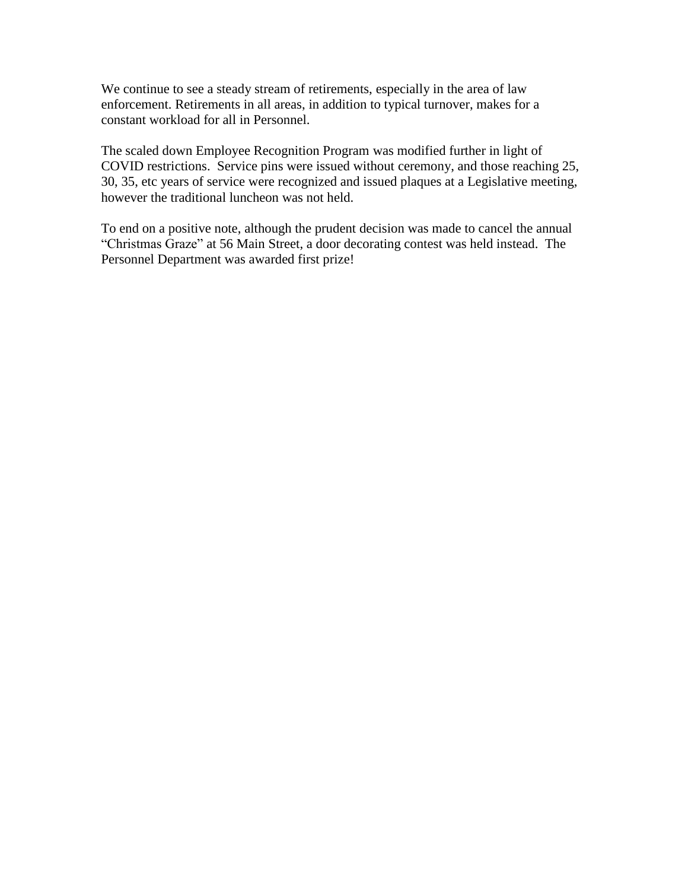We continue to see a steady stream of retirements, especially in the area of law enforcement. Retirements in all areas, in addition to typical turnover, makes for a constant workload for all in Personnel.

The scaled down Employee Recognition Program was modified further in light of COVID restrictions. Service pins were issued without ceremony, and those reaching 25, 30, 35, etc years of service were recognized and issued plaques at a Legislative meeting, however the traditional luncheon was not held.

To end on a positive note, although the prudent decision was made to cancel the annual "Christmas Graze" at 56 Main Street, a door decorating contest was held instead. The Personnel Department was awarded first prize!